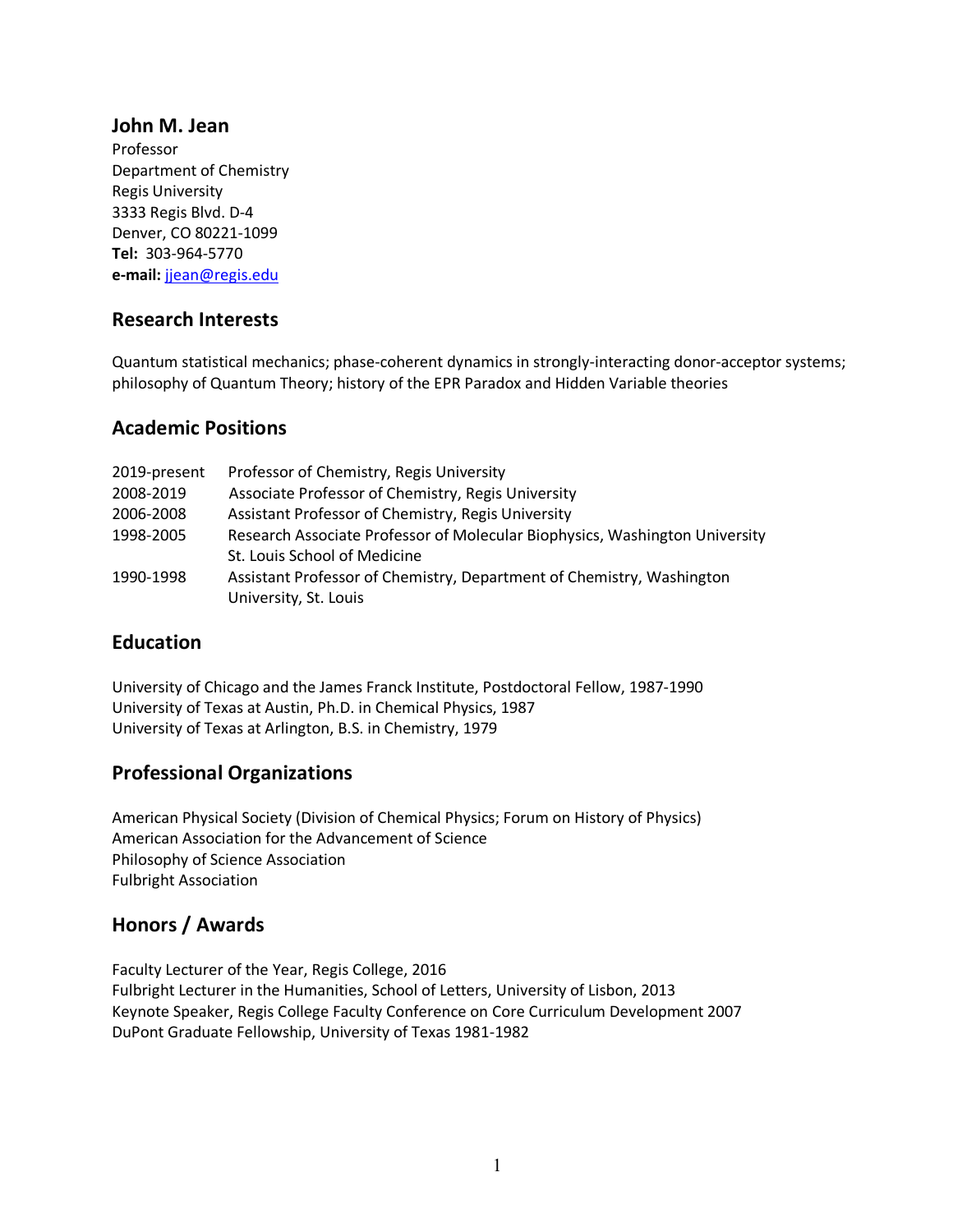## John M. Jean

Professor
Department of Chemistry
Regis University
3333 Regis Blvd. D-4
Denver, CO 80221-1099
**Tel:** 303-964-5770
**e-mail:** jjean@regis.edu

## Research Interests

Quantum statistical mechanics; phase-coherent dynamics in strongly-interacting donor-acceptor systems; philosophy of Quantum Theory; history of the EPR Paradox and Hidden Variable theories

## Academic Positions

| | |
|---|---|
| 2019-present | Professor of Chemistry, Regis University |
| 2008-2019 | Associate Professor of Chemistry, Regis University |
| 2006-2008 | Assistant Professor of Chemistry, Regis University |
| 1998-2005 | Research Associate Professor of Molecular Biophysics, Washington University St. Louis School of Medicine |
| 1990-1998 | Assistant Professor of Chemistry, Department of Chemistry, Washington University, St. Louis |

## Education

University of Chicago and the James Franck Institute, Postdoctoral Fellow, 1987-1990
University of Texas at Austin, Ph.D. in Chemical Physics, 1987
University of Texas at Arlington, B.S. in Chemistry, 1979

## Professional Organizations

American Physical Society (Division of Chemical Physics; Forum on History of Physics)
American Association for the Advancement of Science
Philosophy of Science Association
Fulbright Association

## Honors / Awards

Faculty Lecturer of the Year, Regis College, 2016
Fulbright Lecturer in the Humanities, School of Letters, University of Lisbon, 2013
Keynote Speaker, Regis College Faculty Conference on Core Curriculum Development 2007
DuPont Graduate Fellowship, University of Texas 1981-1982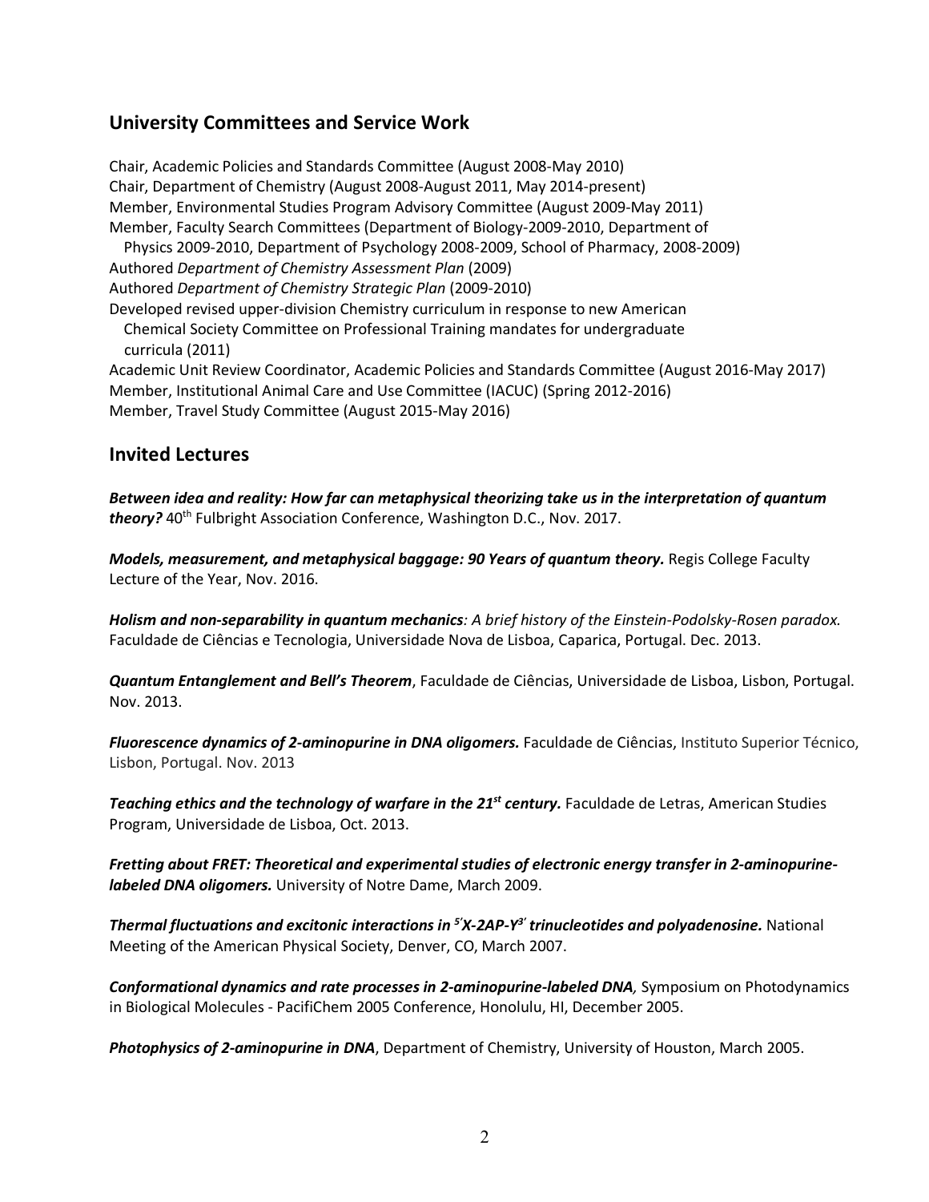## University Committees and Service Work

Chair, Academic Policies and Standards Committee (August 2008-May 2010)
Chair, Department of Chemistry (August 2008-August 2011, May 2014-present)
Member, Environmental Studies Program Advisory Committee (August 2009-May 2011)
Member, Faculty Search Committees (Department of Biology-2009-2010, Department of Physics 2009-2010, Department of Psychology 2008-2009, School of Pharmacy, 2008-2009)
Authored *Department of Chemistry Assessment Plan* (2009)
Authored *Department of Chemistry Strategic Plan* (2009-2010)
Developed revised upper-division Chemistry curriculum in response to new American Chemical Society Committee on Professional Training mandates for undergraduate curricula (2011)
Academic Unit Review Coordinator, Academic Policies and Standards Committee (August 2016-May 2017)
Member, Institutional Animal Care and Use Committee (IACUC) (Spring 2012-2016)
Member, Travel Study Committee (August 2015-May 2016)

## Invited Lectures

***Between idea and reality: How far can metaphysical theorizing take us in the interpretation of quantum theory?*** 40th Fulbright Association Conference, Washington D.C., Nov. 2017.

***Models, measurement, and metaphysical baggage: 90 Years of quantum theory.*** Regis College Faculty Lecture of the Year, Nov. 2016.

***Holism and non-separability in quantum mechanics**: A brief history of the Einstein-Podolsky-Rosen paradox.* Faculdade de Ciências e Tecnologia, Universidade Nova de Lisboa, Caparica, Portugal. Dec. 2013.

***Quantum Entanglement and Bell's Theorem***, Faculdade de Ciências, Universidade de Lisboa, Lisbon, Portugal. Nov. 2013.

***Fluorescence dynamics of 2-aminopurine in DNA oligomers.*** Faculdade de Ciências, Instituto Superior Técnico, Lisbon, Portugal. Nov. 2013

***Teaching ethics and the technology of warfare in the 21st century.*** Faculdade de Letras, American Studies Program, Universidade de Lisboa, Oct. 2013.

***Fretting about FRET: Theoretical and experimental studies of electronic energy transfer in 2-aminopurine-labeled DNA oligomers.*** University of Notre Dame, March 2009.

***Thermal fluctuations and excitonic interactions in $^{5'}$X-2AP-Y$^{3'}$ trinucleotides and polyadenosine.*** National Meeting of the American Physical Society, Denver, CO, March 2007.

***Conformational dynamics and rate processes in 2-aminopurine-labeled DNA,*** Symposium on Photodynamics in Biological Molecules - PacifiChem 2005 Conference, Honolulu, HI, December 2005.

***Photophysics of 2-aminopurine in DNA***, Department of Chemistry, University of Houston, March 2005.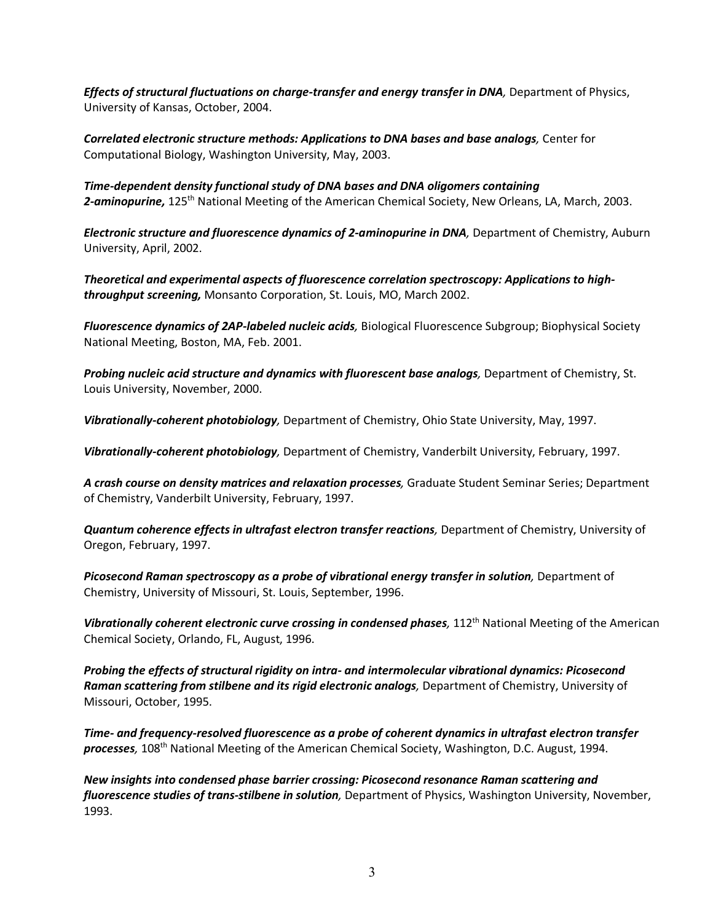***Effects of structural fluctuations on charge-transfer and energy transfer in DNA,*** Department of Physics, University of Kansas, October, 2004.

***Correlated electronic structure methods: Applications to DNA bases and base analogs,*** Center for Computational Biology, Washington University, May, 2003.

***Time-dependent density functional study of DNA bases and DNA oligomers containing 2-aminopurine,*** 125th National Meeting of the American Chemical Society, New Orleans, LA, March, 2003.

***Electronic structure and fluorescence dynamics of 2-aminopurine in DNA,*** Department of Chemistry, Auburn University, April, 2002.

***Theoretical and experimental aspects of fluorescence correlation spectroscopy: Applications to high-throughput screening,*** Monsanto Corporation, St. Louis, MO, March 2002.

***Fluorescence dynamics of 2AP-labeled nucleic acids,*** Biological Fluorescence Subgroup; Biophysical Society National Meeting, Boston, MA, Feb. 2001.

***Probing nucleic acid structure and dynamics with fluorescent base analogs,*** Department of Chemistry, St. Louis University, November, 2000.

***Vibrationally-coherent photobiology,*** Department of Chemistry, Ohio State University, May, 1997.

***Vibrationally-coherent photobiology,*** Department of Chemistry, Vanderbilt University, February, 1997.

***A crash course on density matrices and relaxation processes,*** Graduate Student Seminar Series; Department of Chemistry, Vanderbilt University, February, 1997.

***Quantum coherence effects in ultrafast electron transfer reactions,*** Department of Chemistry, University of Oregon, February, 1997.

***Picosecond Raman spectroscopy as a probe of vibrational energy transfer in solution,*** Department of Chemistry, University of Missouri, St. Louis, September, 1996.

***Vibrationally coherent electronic curve crossing in condensed phases,*** 112th National Meeting of the American Chemical Society, Orlando, FL, August, 1996.

***Probing the effects of structural rigidity on intra- and intermolecular vibrational dynamics: Picosecond Raman scattering from stilbene and its rigid electronic analogs,*** Department of Chemistry, University of Missouri, October, 1995.

***Time- and frequency-resolved fluorescence as a probe of coherent dynamics in ultrafast electron transfer processes,*** 108th National Meeting of the American Chemical Society, Washington, D.C. August, 1994.

***New insights into condensed phase barrier crossing: Picosecond resonance Raman scattering and fluorescence studies of trans-stilbene in solution,*** Department of Physics, Washington University, November, 1993.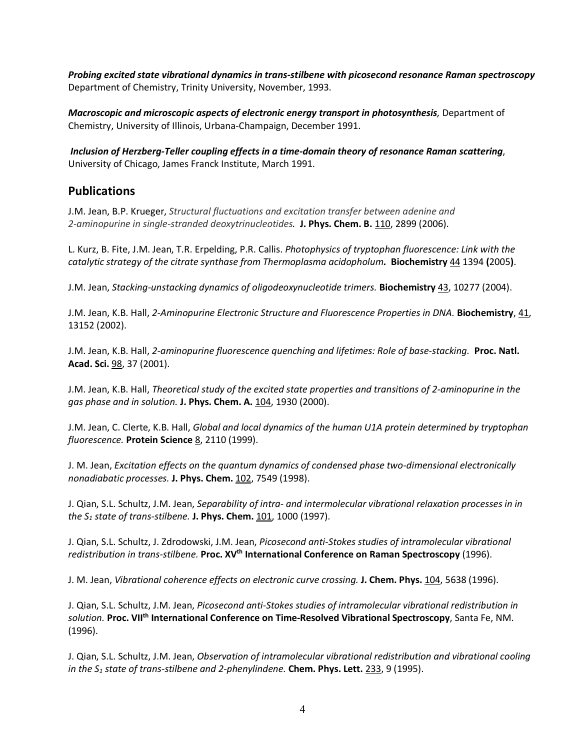***Probing excited state vibrational dynamics in trans-stilbene with picosecond resonance Raman spectroscopy*** Department of Chemistry, Trinity University, November, 1993.

***Macroscopic and microscopic aspects of electronic energy transport in photosynthesis****,* Department of Chemistry, University of Illinois, Urbana-Champaign, December 1991.

***Inclusion of Herzberg-Teller coupling effects in a time-domain theory of resonance Raman scattering***, University of Chicago, James Franck Institute, March 1991.

## Publications

J.M. Jean, B.P. Krueger, *Structural fluctuations and excitation transfer between adenine and 2-aminopurine in single-stranded deoxytrinucleotides.* **J. Phys. Chem. B.** 110, 2899 (2006).

L. Kurz, B. Fite, J.M. Jean, T.R. Erpelding, P.R. Callis. *Photophysics of tryptophan fluorescence: Link with the catalytic strategy of the citrate synthase from Thermoplasma acidopholum.* **Biochemistry** 44 1394 **(**2005**)**.

J.M. Jean, *Stacking-unstacking dynamics of oligodeoxynucleotide trimers.* **Biochemistry** 43, 10277 (2004).

J.M. Jean, K.B. Hall, *2-Aminopurine Electronic Structure and Fluorescence Properties in DNA.* **Biochemistry**, 41, 13152 (2002).

J.M. Jean, K.B. Hall, *2-aminopurine fluorescence quenching and lifetimes: Role of base-stacking.* **Proc. Natl. Acad. Sci.** 98, 37 (2001).

J.M. Jean, K.B. Hall, *Theoretical study of the excited state properties and transitions of 2-aminopurine in the gas phase and in solution.* **J. Phys. Chem. A.** 104, 1930 (2000).

J.M. Jean, C. Clerte, K.B. Hall, *Global and local dynamics of the human U1A protein determined by tryptophan fluorescence.* **Protein Science** 8, 2110 (1999).

J. M. Jean, *Excitation effects on the quantum dynamics of condensed phase two-dimensional electronically nonadiabatic processes.* **J. Phys. Chem.** 102, 7549 (1998).

J. Qian, S.L. Schultz, J.M. Jean, *Separability of intra- and intermolecular vibrational relaxation processes in in the $S_1$ state of trans-stilbene.* **J. Phys. Chem.** 101, 1000 (1997).

J. Qian, S.L. Schultz, J. Zdrodowski, J.M. Jean, *Picosecond anti-Stokes studies of intramolecular vibrational redistribution in trans-stilbene.* **Proc. XV$^{th}$ International Conference on Raman Spectroscopy** (1996).

J. M. Jean, *Vibrational coherence effects on electronic curve crossing.* **J. Chem. Phys.** 104, 5638 (1996).

J. Qian, S.L. Schultz, J.M. Jean, *Picosecond anti-Stokes studies of intramolecular vibrational redistribution in solution.* **Proc. VII$^{th}$ International Conference on Time-Resolved Vibrational Spectroscopy**, Santa Fe, NM. (1996).

J. Qian, S.L. Schultz, J.M. Jean, *Observation of intramolecular vibrational redistribution and vibrational cooling in the $S_1$ state of trans-stilbene and 2-phenylindene.* **Chem. Phys. Lett.** 233, 9 (1995).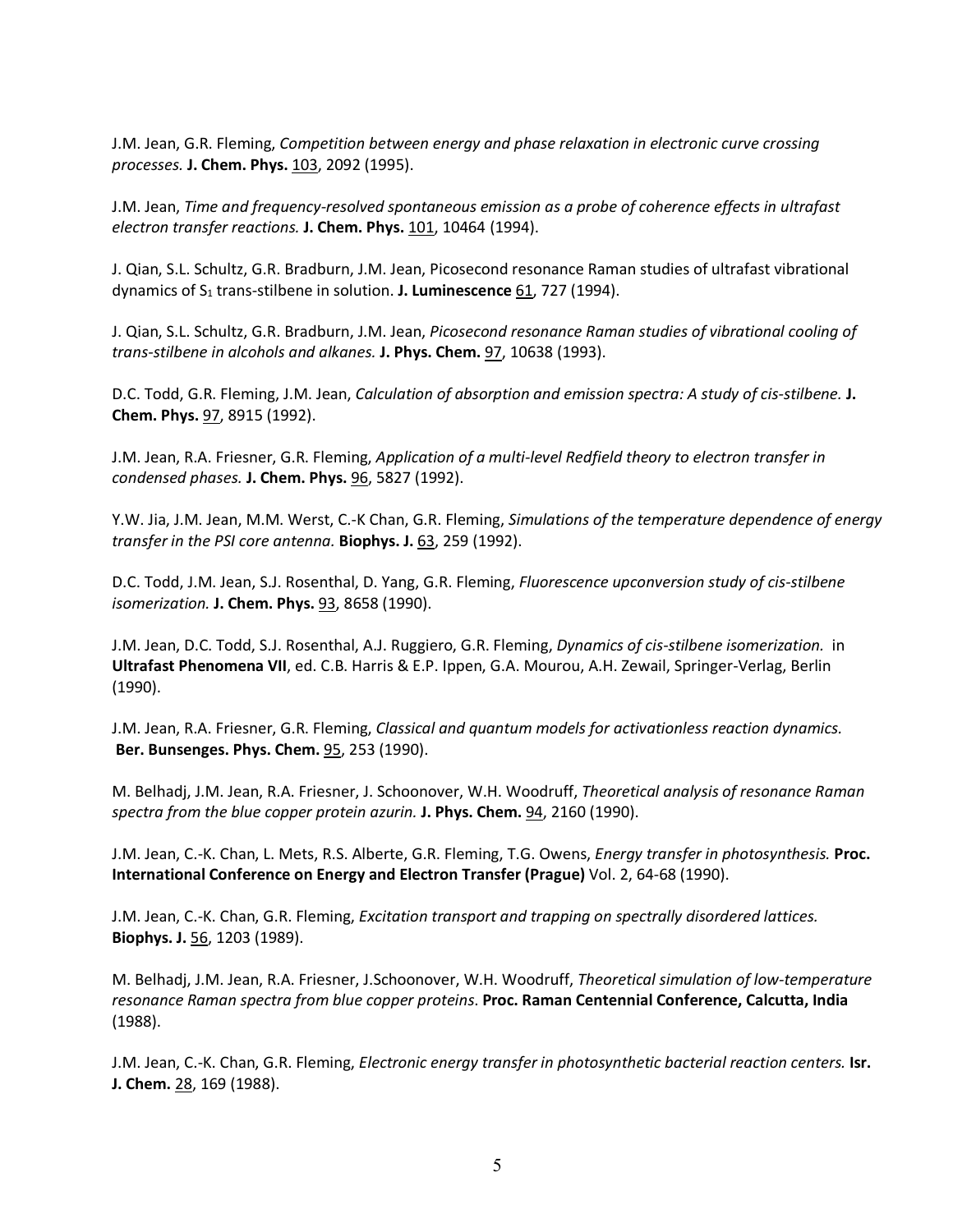J.M. Jean, G.R. Fleming, *Competition between energy and phase relaxation in electronic curve crossing processes.* **J. Chem. Phys.** 103, 2092 (1995).

J.M. Jean, *Time and frequency-resolved spontaneous emission as a probe of coherence effects in ultrafast electron transfer reactions.* **J. Chem. Phys.** 101, 10464 (1994).

J. Qian, S.L. Schultz, G.R. Bradburn, J.M. Jean, Picosecond resonance Raman studies of ultrafast vibrational dynamics of $S_1$ trans-stilbene in solution. **J. Luminescence** 61, 727 (1994).

J. Qian, S.L. Schultz, G.R. Bradburn, J.M. Jean, *Picosecond resonance Raman studies of vibrational cooling of trans-stilbene in alcohols and alkanes.* **J. Phys. Chem.** 97, 10638 (1993).

D.C. Todd, G.R. Fleming, J.M. Jean, *Calculation of absorption and emission spectra: A study of cis-stilbene.* **J. Chem. Phys.** 97, 8915 (1992).

J.M. Jean, R.A. Friesner, G.R. Fleming, *Application of a multi-level Redfield theory to electron transfer in condensed phases.* **J. Chem. Phys.** 96, 5827 (1992).

Y.W. Jia, J.M. Jean, M.M. Werst, C.-K Chan, G.R. Fleming, *Simulations of the temperature dependence of energy transfer in the PSI core antenna.* **Biophys. J.** 63, 259 (1992).

D.C. Todd, J.M. Jean, S.J. Rosenthal, D. Yang, G.R. Fleming, *Fluorescence upconversion study of cis-stilbene isomerization.* **J. Chem. Phys.** 93, 8658 (1990).

J.M. Jean, D.C. Todd, S.J. Rosenthal, A.J. Ruggiero, G.R. Fleming, *Dynamics of cis-stilbene isomerization.* in **Ultrafast Phenomena VII**, ed. C.B. Harris & E.P. Ippen, G.A. Mourou, A.H. Zewail, Springer-Verlag, Berlin (1990).

J.M. Jean, R.A. Friesner, G.R. Fleming, *Classical and quantum models for activationless reaction dynamics.* **Ber. Bunsenges. Phys. Chem.** 95, 253 (1990).

M. Belhadj, J.M. Jean, R.A. Friesner, J. Schoonover, W.H. Woodruff, *Theoretical analysis of resonance Raman spectra from the blue copper protein azurin.* **J. Phys. Chem.** 94, 2160 (1990).

J.M. Jean, C.-K. Chan, L. Mets, R.S. Alberte, G.R. Fleming, T.G. Owens, *Energy transfer in photosynthesis.* **Proc. International Conference on Energy and Electron Transfer (Prague)** Vol. 2, 64-68 (1990).

J.M. Jean, C.-K. Chan, G.R. Fleming, *Excitation transport and trapping on spectrally disordered lattices.* **Biophys. J.** 56, 1203 (1989).

M. Belhadj, J.M. Jean, R.A. Friesner, J.Schoonover, W.H. Woodruff, *Theoretical simulation of low-temperature resonance Raman spectra from blue copper proteins.* **Proc. Raman Centennial Conference, Calcutta, India** (1988).

J.M. Jean, C.-K. Chan, G.R. Fleming, *Electronic energy transfer in photosynthetic bacterial reaction centers.* **Isr. J. Chem.** 28, 169 (1988).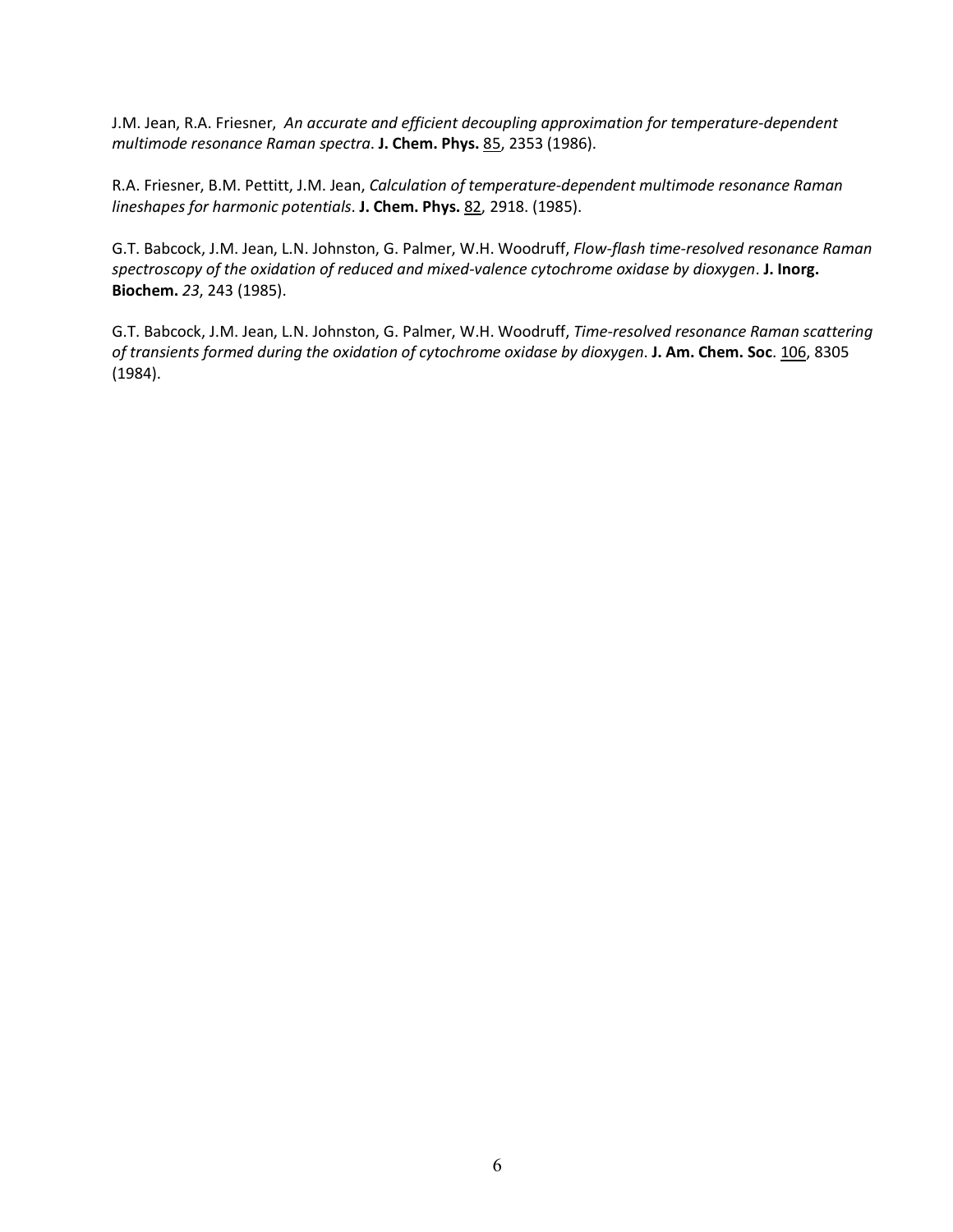J.M. Jean, R.A. Friesner, *An accurate and efficient decoupling approximation for temperature-dependent multimode resonance Raman spectra*. **J. Chem. Phys.** <u>85</u>, 2353 (1986).

R.A. Friesner, B.M. Pettitt, J.M. Jean, *Calculation of temperature-dependent multimode resonance Raman lineshapes for harmonic potentials*. **J. Chem. Phys.** <u>82</u>, 2918. (1985).

G.T. Babcock, J.M. Jean, L.N. Johnston, G. Palmer, W.H. Woodruff, *Flow-flash time-resolved resonance Raman spectroscopy of the oxidation of reduced and mixed-valence cytochrome oxidase by dioxygen*. **J. Inorg. Biochem.** *23*, 243 (1985).

G.T. Babcock, J.M. Jean, L.N. Johnston, G. Palmer, W.H. Woodruff, *Time-resolved resonance Raman scattering of transients formed during the oxidation of cytochrome oxidase by dioxygen*. **J. Am. Chem. Soc**. <u>106</u>, 8305 (1984).